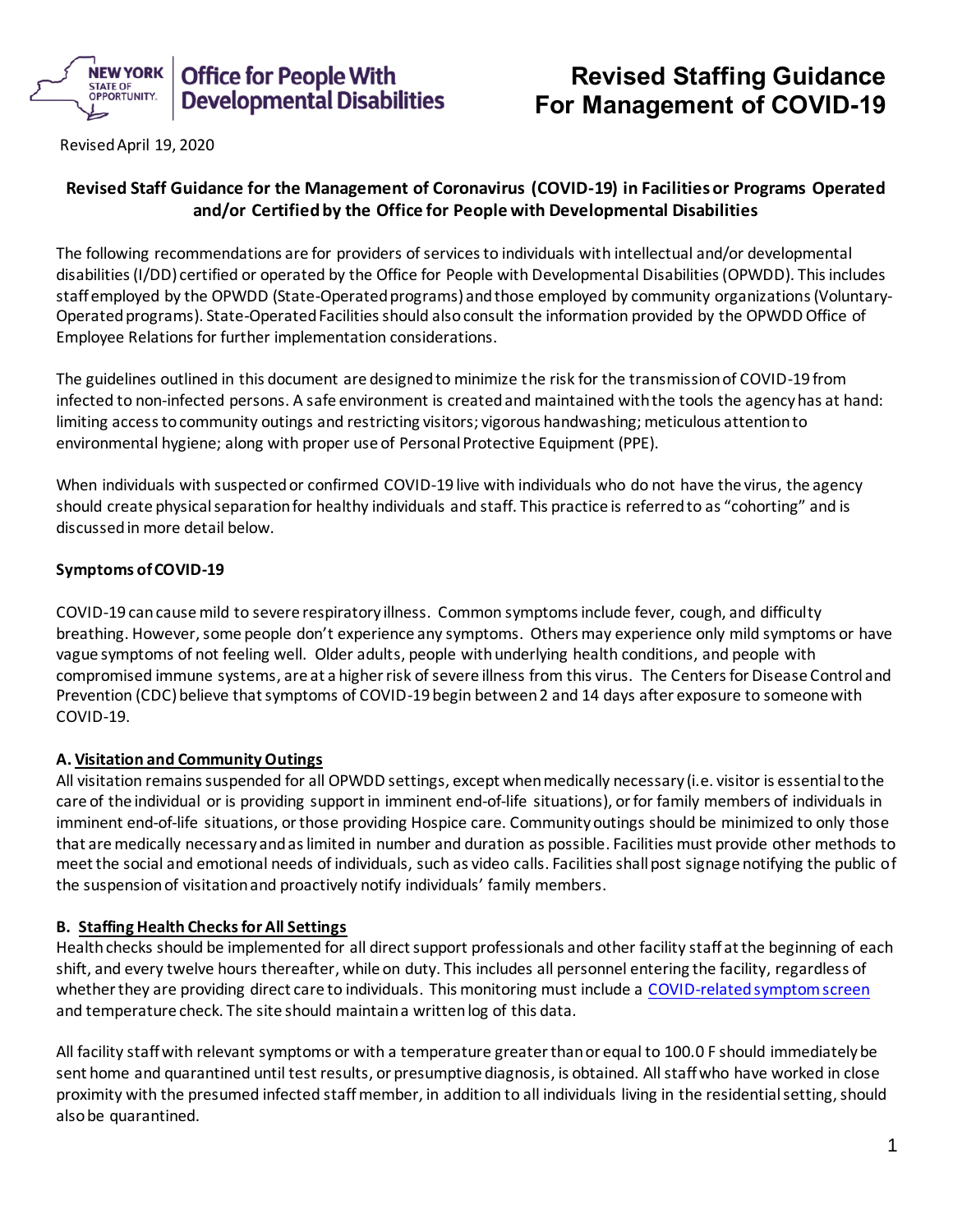# Revised Staffing Guidance For Management of COVID-19

Revised April 19, 2020

**Revised Staff Guidance for the Management of Coronavirus (COVID-19) in Facilities or Programs Operated and/or Certified by the Office for People with Developmental Disabilities**

The following recommendations are for providers of services to individuals with intellectual and/or developmental disabilities (I/DD) certified or operated by the Office for People with Developmental Disabilities (OPWDD). This includes staff employed by the OPWDD (State-Operated programs) and those employed by community organizations (Voluntary-Operated programs). State-Operated Facilities should also consult the information provided by the OPWDD Office of Employee Relations for further implementation considerations.

The guidelines outlined in this document are designed to minimize the risk for the transmission of COVID-19 from infected to non-infected persons. A safe environment is created and maintained with the tools the agency has at hand: limiting access to community outings and restricting visitors; vigorous handwashing; meticulous attention to environmental hygiene; along with proper use of Personal Protective Equipment (PPE).

When individuals with suspected or confirmed COVID-19 live with individuals who do not have the virus, the agency should create physical separation for healthy individuals and staff. This practice is referred to as "cohorting" and is discussed in more detail below.

**Symptoms of COVID-19**

COVID-19 can cause mild to severe respiratory illness. Common symptoms include fever, cough, and difficulty breathing. However, some people don't experience any symptoms. Others may experience only mild symptoms or have vague symptoms of not feeling well. Older adults, people with underlying health conditions, and people with compromised immune systems, are at a higher risk of severe illness from this virus. The Centers for Disease Control and Prevention (CDC) believe that symptoms of COVID-19 begin between 2 and 14 days after exposure to someone with COVID-19.

**A. Visitation and Community Outings**

All visitation remains suspended for all OPWDD settings, except when medically necessary (i.e. visitor is essential to the care of the individual or is providing support in imminent end-of-life situations), or for family members of individuals in imminent end-of-life situations, or those providing Hospice care. Community outings should be minimized to only those that are medically necessary and as limited in number and duration as possible. Facilities must provide other methods to meet the social and emotional needs of individuals, such as video calls. Facilities shall post signage notifying the public of the suspension of visitation and proactively notify individuals' family members.

**B. Staffing Health Checks for All Settings**

Health checks should be implemented for all direct support professionals and other facility staff at the beginning of each shift, and every twelve hours thereafter, while on duty. This includes all personnel entering the facility, regardless of whether they are providing direct care to individuals. This monitoring must include a COVID-related symptom screen and temperature check. The site should maintain a written log of this data.

All facility staff with relevant symptoms or with a temperature greater than or equal to 100.0 F should immediately be sent home and quarantined until test results, or presumptive diagnosis, is obtained. All staff who have worked in close proximity with the presumed infected staff member, in addition to all individuals living in the residential setting, should also be quarantined.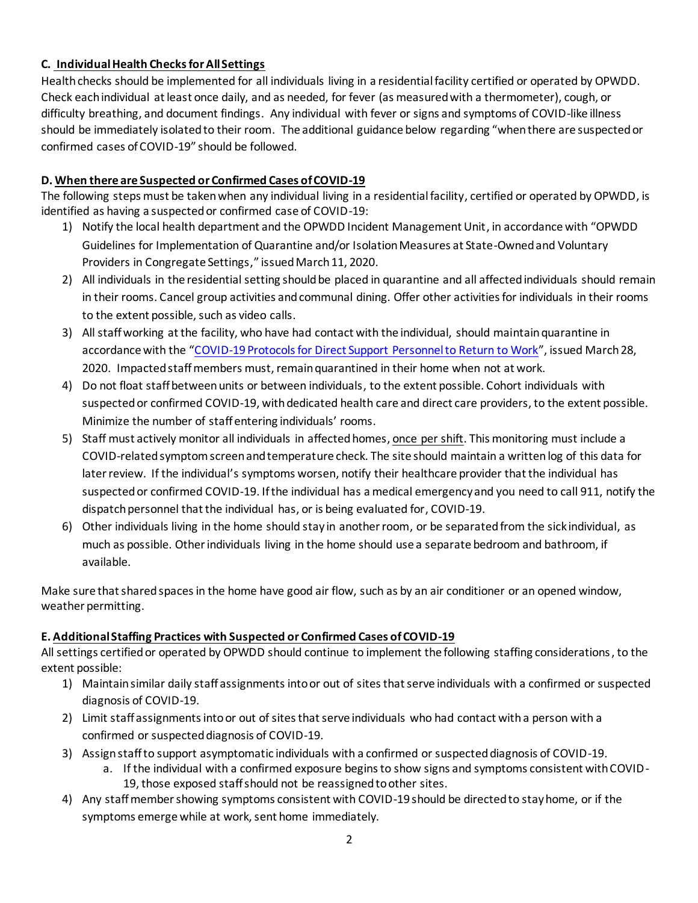### C. Individual Health Checks for All Settings

Health checks should be implemented for all individuals living in a residential facility certified or operated by OPWDD. Check each individual at least once daily, and as needed, for fever (as measured with a thermometer), cough, or difficulty breathing, and document findings. Any individual with fever or signs and symptoms of COVID-like illness should be immediately isolated to their room. The additional guidance below regarding "when there are suspected or confirmed cases of COVID-19" should be followed.

### D. When there are Suspected or Confirmed Cases of COVID-19

The following steps must be taken when any individual living in a residential facility, certified or operated by OPWDD, is identified as having a suspected or confirmed case of COVID-19:

1) Notify the local health department and the OPWDD Incident Management Unit, in accordance with "OPWDD Guidelines for Implementation of Quarantine and/or Isolation Measures at State-Owned and Voluntary Providers in Congregate Settings," issued March 11, 2020.
2) All individuals in the residential setting should be placed in quarantine and all affected individuals should remain in their rooms. Cancel group activities and communal dining. Offer other activities for individuals in their rooms to the extent possible, such as video calls.
3) All staff working at the facility, who have had contact with the individual, should maintain quarantine in accordance with the "COVID-19 Protocols for Direct Support Personnel to Return to Work", issued March 28, 2020. Impacted staff members must, remain quarantined in their home when not at work.
4) Do not float staff between units or between individuals, to the extent possible. Cohort individuals with suspected or confirmed COVID-19, with dedicated health care and direct care providers, to the extent possible. Minimize the number of staff entering individuals' rooms.
5) Staff must actively monitor all individuals in affected homes, once per shift. This monitoring must include a COVID-related symptom screen and temperature check. The site should maintain a written log of this data for later review. If the individual's symptoms worsen, notify their healthcare provider that the individual has suspected or confirmed COVID-19. If the individual has a medical emergency and you need to call 911, notify the dispatch personnel that the individual has, or is being evaluated for, COVID-19.
6) Other individuals living in the home should stay in another room, or be separated from the sick individual, as much as possible. Other individuals living in the home should use a separate bedroom and bathroom, if available.

Make sure that shared spaces in the home have good air flow, such as by an air conditioner or an opened window, weather permitting.

### E. Additional Staffing Practices with Suspected or Confirmed Cases of COVID-19

All settings certified or operated by OPWDD should continue to implement the following staffing considerations, to the extent possible:

1) Maintain similar daily staff assignments into or out of sites that serve individuals with a confirmed or suspected diagnosis of COVID-19.
2) Limit staff assignments into or out of sites that serve individuals who had contact with a person with a confirmed or suspected diagnosis of COVID-19.
3) Assign staff to support asymptomatic individuals with a confirmed or suspected diagnosis of COVID-19.
   a. If the individual with a confirmed exposure begins to show signs and symptoms consistent with COVID-19, those exposed staff should not be reassigned to other sites.
4) Any staff member showing symptoms consistent with COVID-19 should be directed to stay home, or if the symptoms emerge while at work, sent home immediately.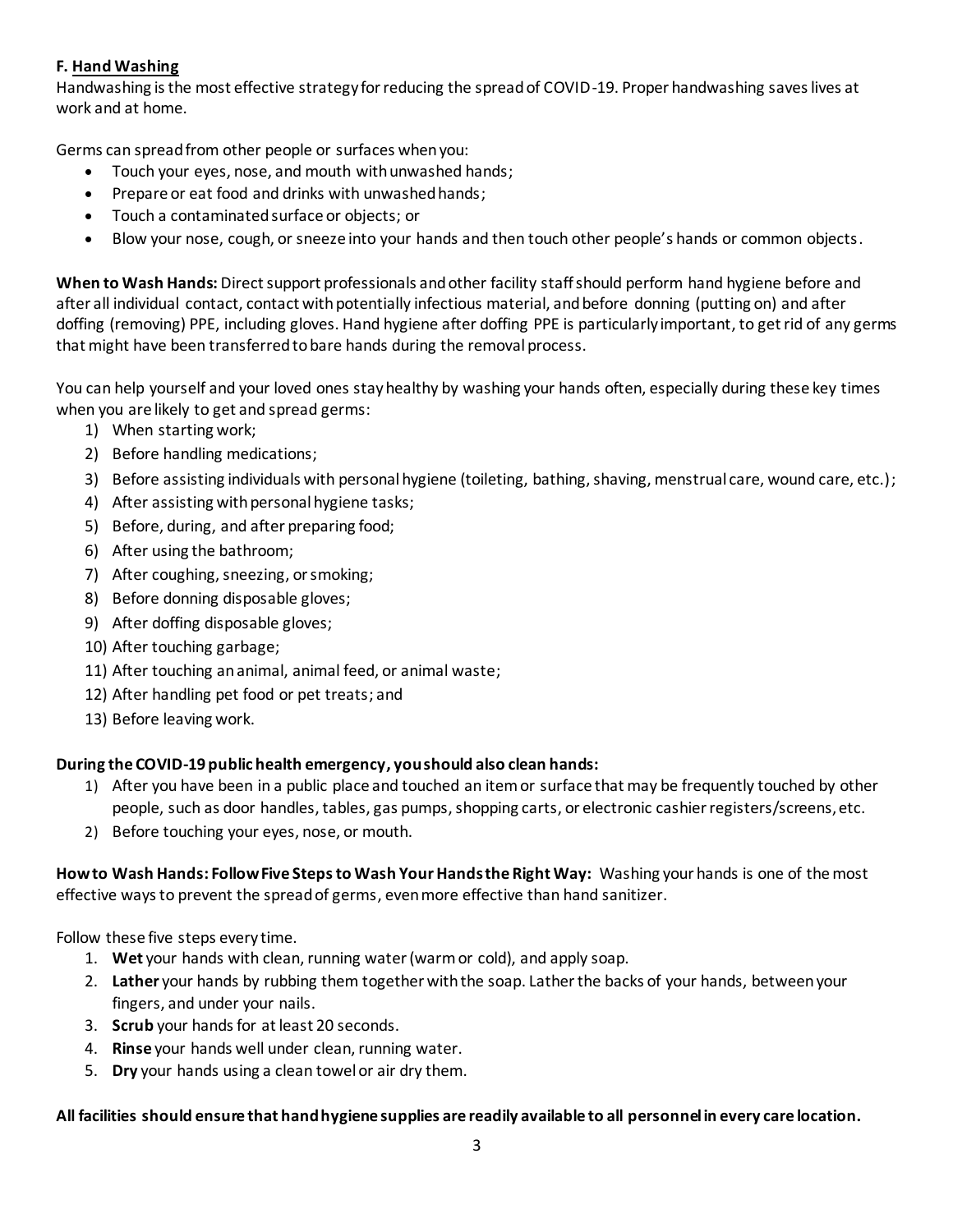### F. <u>Hand Washing</u>

Handwashing is the most effective strategy for reducing the spread of COVID-19. Proper handwashing saves lives at work and at home.

Germs can spread from other people or surfaces when you:

- Touch your eyes, nose, and mouth with unwashed hands;
- Prepare or eat food and drinks with unwashed hands;
- Touch a contaminated surface or objects; or
- Blow your nose, cough, or sneeze into your hands and then touch other people's hands or common objects.

**When to Wash Hands:** Direct support professionals and other facility staff should perform hand hygiene before and after all individual contact, contact with potentially infectious material, and before donning (putting on) and after doffing (removing) PPE, including gloves. Hand hygiene after doffing PPE is particularly important, to get rid of any germs that might have been transferred to bare hands during the removal process.

You can help yourself and your loved ones stay healthy by washing your hands often, especially during these key times when you are likely to get and spread germs:

1) When starting work;
2) Before handling medications;
3) Before assisting individuals with personal hygiene (toileting, bathing, shaving, menstrual care, wound care, etc.);
4) After assisting with personal hygiene tasks;
5) Before, during, and after preparing food;
6) After using the bathroom;
7) After coughing, sneezing, or smoking;
8) Before donning disposable gloves;
9) After doffing disposable gloves;
10) After touching garbage;
11) After touching an animal, animal feed, or animal waste;
12) After handling pet food or pet treats; and
13) Before leaving work.

**During the COVID-19 public health emergency, you should also clean hands:**

1) After you have been in a public place and touched an item or surface that may be frequently touched by other people, such as door handles, tables, gas pumps, shopping carts, or electronic cashier registers/screens, etc.
2) Before touching your eyes, nose, or mouth.

**How to Wash Hands: Follow Five Steps to Wash Your Hands the Right Way:** Washing your hands is one of the most effective ways to prevent the spread of germs, even more effective than hand sanitizer.

Follow these five steps every time.

1. **Wet** your hands with clean, running water (warm or cold), and apply soap.
2. **Lather** your hands by rubbing them together with the soap. Lather the backs of your hands, between your fingers, and under your nails.
3. **Scrub** your hands for at least 20 seconds.
4. **Rinse** your hands well under clean, running water.
5. **Dry** your hands using a clean towel or air dry them.

**All facilities should ensure that hand hygiene supplies are readily available to all personnel in every care location.**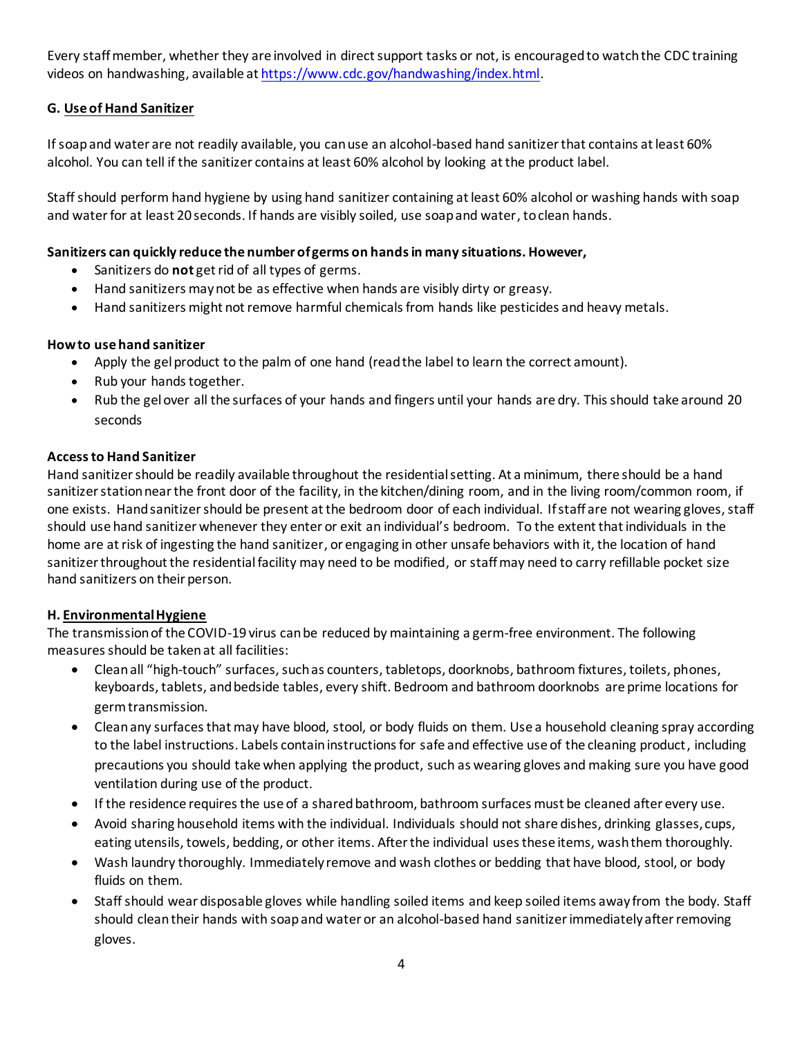Every staff member, whether they are involved in direct support tasks or not, is encouraged to watch the CDC training videos on handwashing, available at [https://www.cdc.gov/handwashing/index.html](https://www.cdc.gov/handwashing/index.html).

### G. Use of Hand Sanitizer

If soap and water are not readily available, you can use an alcohol-based hand sanitizer that contains at least 60% alcohol. You can tell if the sanitizer contains at least 60% alcohol by looking at the product label.

Staff should perform hand hygiene by using hand sanitizer containing at least 60% alcohol or washing hands with soap and water for at least 20 seconds. If hands are visibly soiled, use soap and water, to clean hands.

**Sanitizers can quickly reduce the number of germs on hands in many situations. However,**

- Sanitizers do **not** get rid of all types of germs.
- Hand sanitizers may not be as effective when hands are visibly dirty or greasy.
- Hand sanitizers might not remove harmful chemicals from hands like pesticides and heavy metals.

**How to use hand sanitizer**

- Apply the gel product to the palm of one hand (read the label to learn the correct amount).
- Rub your hands together.
- Rub the gel over all the surfaces of your hands and fingers until your hands are dry. This should take around 20 seconds

**Access to Hand Sanitizer**

Hand sanitizer should be readily available throughout the residential setting. At a minimum, there should be a hand sanitizer station near the front door of the facility, in the kitchen/dining room, and in the living room/common room, if one exists. Hand sanitizer should be present at the bedroom door of each individual. If staff are not wearing gloves, staff should use hand sanitizer whenever they enter or exit an individual's bedroom. To the extent that individuals in the home are at risk of ingesting the hand sanitizer, or engaging in other unsafe behaviors with it, the location of hand sanitizer throughout the residential facility may need to be modified, or staff may need to carry refillable pocket size hand sanitizers on their person.

### H. Environmental Hygiene

The transmission of the COVID-19 virus can be reduced by maintaining a germ-free environment. The following measures should be taken at all facilities:

- Clean all "high-touch" surfaces, such as counters, tabletops, doorknobs, bathroom fixtures, toilets, phones, keyboards, tablets, and bedside tables, every shift. Bedroom and bathroom doorknobs are prime locations for germ transmission.
- Clean any surfaces that may have blood, stool, or body fluids on them. Use a household cleaning spray according to the label instructions. Labels contain instructions for safe and effective use of the cleaning product, including precautions you should take when applying the product, such as wearing gloves and making sure you have good ventilation during use of the product.
- If the residence requires the use of a shared bathroom, bathroom surfaces must be cleaned after every use.
- Avoid sharing household items with the individual. Individuals should not share dishes, drinking glasses, cups, eating utensils, towels, bedding, or other items. After the individual uses these items, wash them thoroughly.
- Wash laundry thoroughly. Immediately remove and wash clothes or bedding that have blood, stool, or body fluids on them.
- Staff should wear disposable gloves while handling soiled items and keep soiled items away from the body. Staff should clean their hands with soap and water or an alcohol-based hand sanitizer immediately after removing gloves.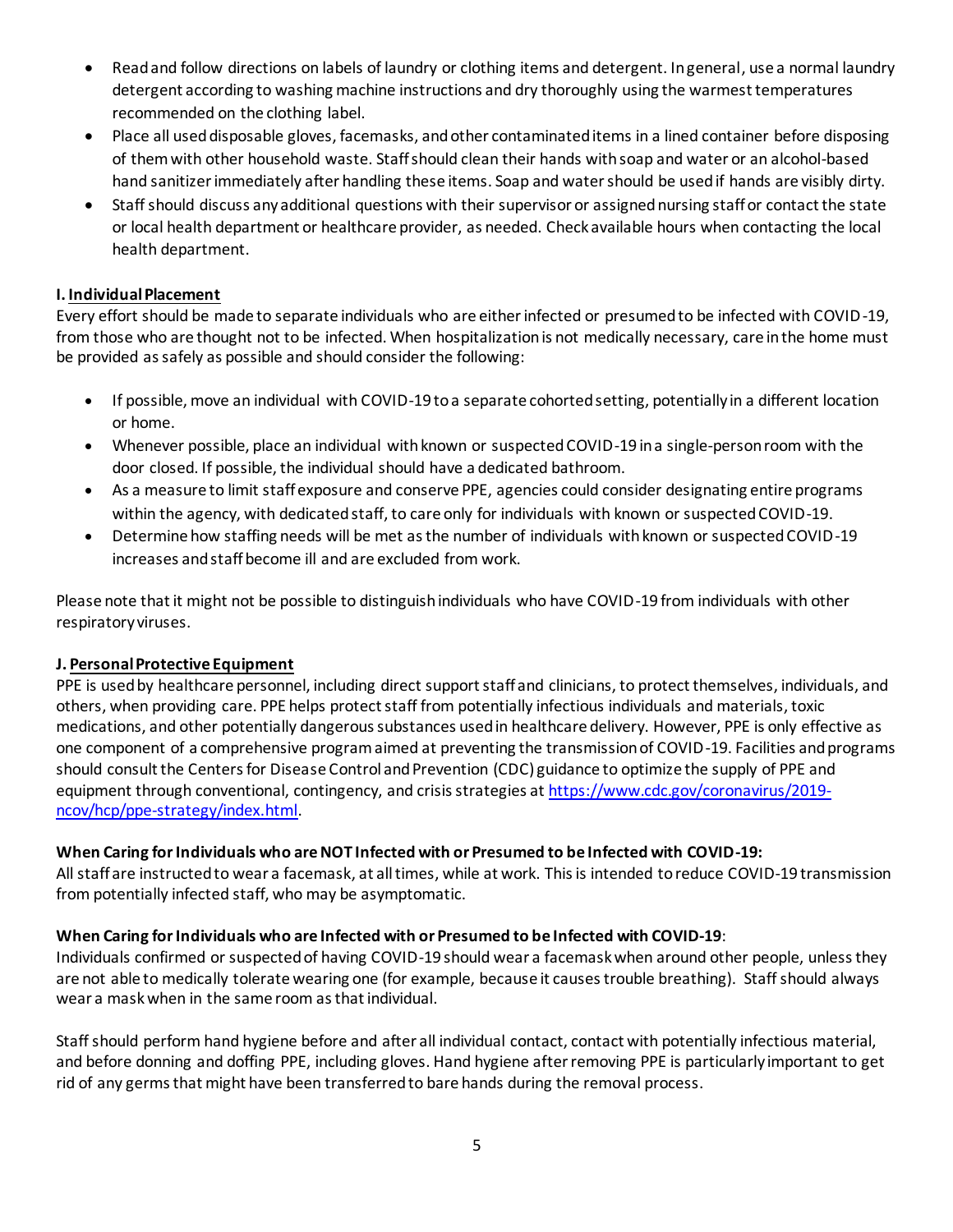- Read and follow directions on labels of laundry or clothing items and detergent. In general, use a normal laundry detergent according to washing machine instructions and dry thoroughly using the warmest temperatures recommended on the clothing label.
- Place all used disposable gloves, facemasks, and other contaminated items in a lined container before disposing of them with other household waste. Staff should clean their hands with soap and water or an alcohol-based hand sanitizer immediately after handling these items. Soap and water should be used if hands are visibly dirty.
- Staff should discuss any additional questions with their supervisor or assigned nursing staff or contact the state or local health department or healthcare provider, as needed. Check available hours when contacting the local health department.

**I. Individual Placement**

Every effort should be made to separate individuals who are either infected or presumed to be infected with COVID-19, from those who are thought not to be infected. When hospitalization is not medically necessary, care in the home must be provided as safely as possible and should consider the following:

- If possible, move an individual with COVID-19 to a separate cohorted setting, potentially in a different location or home.
- Whenever possible, place an individual with known or suspected COVID-19 in a single-person room with the door closed. If possible, the individual should have a dedicated bathroom.
- As a measure to limit staff exposure and conserve PPE, agencies could consider designating entire programs within the agency, with dedicated staff, to care only for individuals with known or suspected COVID-19.
- Determine how staffing needs will be met as the number of individuals with known or suspected COVID-19 increases and staff become ill and are excluded from work.

Please note that it might not be possible to distinguish individuals who have COVID-19 from individuals with other respiratory viruses.

**J. Personal Protective Equipment**

PPE is used by healthcare personnel, including direct support staff and clinicians, to protect themselves, individuals, and others, when providing care. PPE helps protect staff from potentially infectious individuals and materials, toxic medications, and other potentially dangerous substances used in healthcare delivery. However, PPE is only effective as one component of a comprehensive program aimed at preventing the transmission of COVID-19. Facilities and programs should consult the Centers for Disease Control and Prevention (CDC) guidance to optimize the supply of PPE and equipment through conventional, contingency, and crisis strategies at https://www.cdc.gov/coronavirus/2019-ncov/hcp/ppe-strategy/index.html.

**When Caring for Individuals who are NOT Infected with or Presumed to be Infected with COVID-19:**

All staff are instructed to wear a facemask, at all times, while at work. This is intended to reduce COVID-19 transmission from potentially infected staff, who may be asymptomatic.

**When Caring for Individuals who are Infected with or Presumed to be Infected with COVID-19**:

Individuals confirmed or suspected of having COVID-19 should wear a facemask when around other people, unless they are not able to medically tolerate wearing one (for example, because it causes trouble breathing). Staff should always wear a mask when in the same room as that individual.

Staff should perform hand hygiene before and after all individual contact, contact with potentially infectious material, and before donning and doffing PPE, including gloves. Hand hygiene after removing PPE is particularly important to get rid of any germs that might have been transferred to bare hands during the removal process.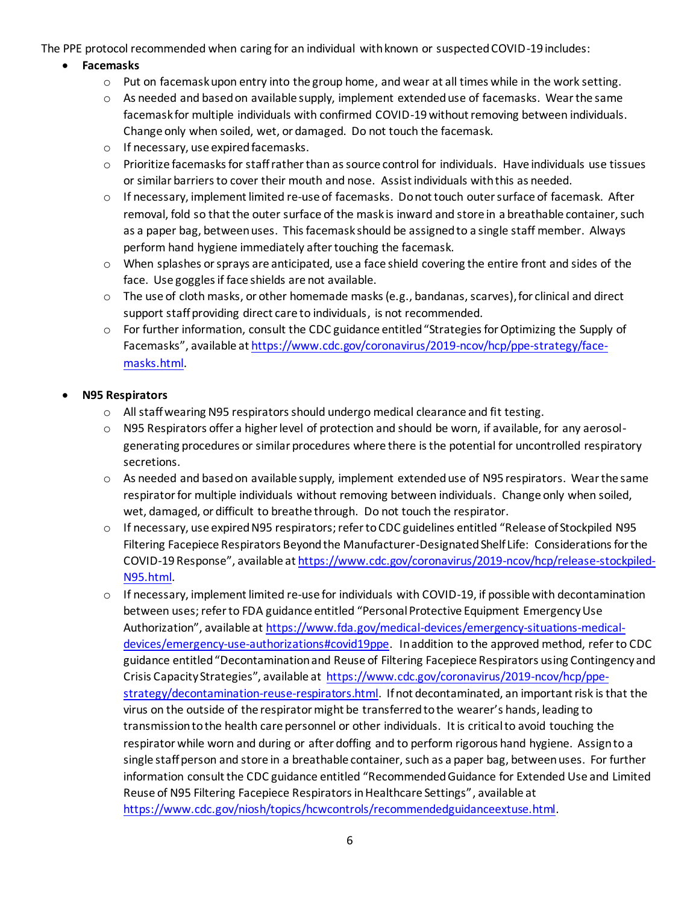The PPE protocol recommended when caring for an individual with known or suspected COVID-19 includes:

- **Facemasks**
  - Put on facemask upon entry into the group home, and wear at all times while in the work setting.
  - As needed and based on available supply, implement extended use of facemasks. Wear the same facemask for multiple individuals with confirmed COVID-19 without removing between individuals. Change only when soiled, wet, or damaged. Do not touch the facemask.
  - If necessary, use expired facemasks.
  - Prioritize facemasks for staff rather than as source control for individuals. Have individuals use tissues or similar barriers to cover their mouth and nose. Assist individuals with this as needed.
  - If necessary, implement limited re-use of facemasks. Do not touch outer surface of facemask. After removal, fold so that the outer surface of the mask is inward and store in a breathable container, such as a paper bag, between uses. This facemask should be assigned to a single staff member. Always perform hand hygiene immediately after touching the facemask.
  - When splashes or sprays are anticipated, use a face shield covering the entire front and sides of the face. Use goggles if face shields are not available.
  - The use of cloth masks, or other homemade masks (e.g., bandanas, scarves), for clinical and direct support staff providing direct care to individuals, is not recommended.
  - For further information, consult the CDC guidance entitled "Strategies for Optimizing the Supply of Facemasks", available at [https://www.cdc.gov/coronavirus/2019-ncov/hcp/ppe-strategy/face-masks.html](https://www.cdc.gov/coronavirus/2019-ncov/hcp/ppe-strategy/face-masks.html).

- **N95 Respirators**
  - All staff wearing N95 respirators should undergo medical clearance and fit testing.
  - N95 Respirators offer a higher level of protection and should be worn, if available, for any aerosol-generating procedures or similar procedures where there is the potential for uncontrolled respiratory secretions.
  - As needed and based on available supply, implement extended use of N95 respirators. Wear the same respirator for multiple individuals without removing between individuals. Change only when soiled, wet, damaged, or difficult to breathe through. Do not touch the respirator.
  - If necessary, use expired N95 respirators; refer to CDC guidelines entitled "Release of Stockpiled N95 Filtering Facepiece Respirators Beyond the Manufacturer-Designated Shelf Life: Considerations for the COVID-19 Response", available at [https://www.cdc.gov/coronavirus/2019-ncov/hcp/release-stockpiled-N95.html](https://www.cdc.gov/coronavirus/2019-ncov/hcp/release-stockpiled-N95.html).
  - If necessary, implement limited re-use for individuals with COVID-19, if possible with decontamination between uses; refer to FDA guidance entitled "Personal Protective Equipment Emergency Use Authorization", available at [https://www.fda.gov/medical-devices/emergency-situations-medical-devices/emergency-use-authorizations#covid19ppe](https://www.fda.gov/medical-devices/emergency-situations-medical-devices/emergency-use-authorizations#covid19ppe). In addition to the approved method, refer to CDC guidance entitled "Decontamination and Reuse of Filtering Facepiece Respirators using Contingency and Crisis Capacity Strategies", available at [https://www.cdc.gov/coronavirus/2019-ncov/hcp/ppe-strategy/decontamination-reuse-respirators.html](https://www.cdc.gov/coronavirus/2019-ncov/hcp/ppe-strategy/decontamination-reuse-respirators.html). If not decontaminated, an important risk is that the virus on the outside of the respirator might be transferred to the wearer's hands, leading to transmission to the health care personnel or other individuals. It is critical to avoid touching the respirator while worn and during or after doffing and to perform rigorous hand hygiene. Assign to a single staff person and store in a breathable container, such as a paper bag, between uses. For further information consult the CDC guidance entitled "Recommended Guidance for Extended Use and Limited Reuse of N95 Filtering Facepiece Respirators in Healthcare Settings", available at [https://www.cdc.gov/niosh/topics/hcwcontrols/recommendedguidanceextuse.html](https://www.cdc.gov/niosh/topics/hcwcontrols/recommendedguidanceextuse.html).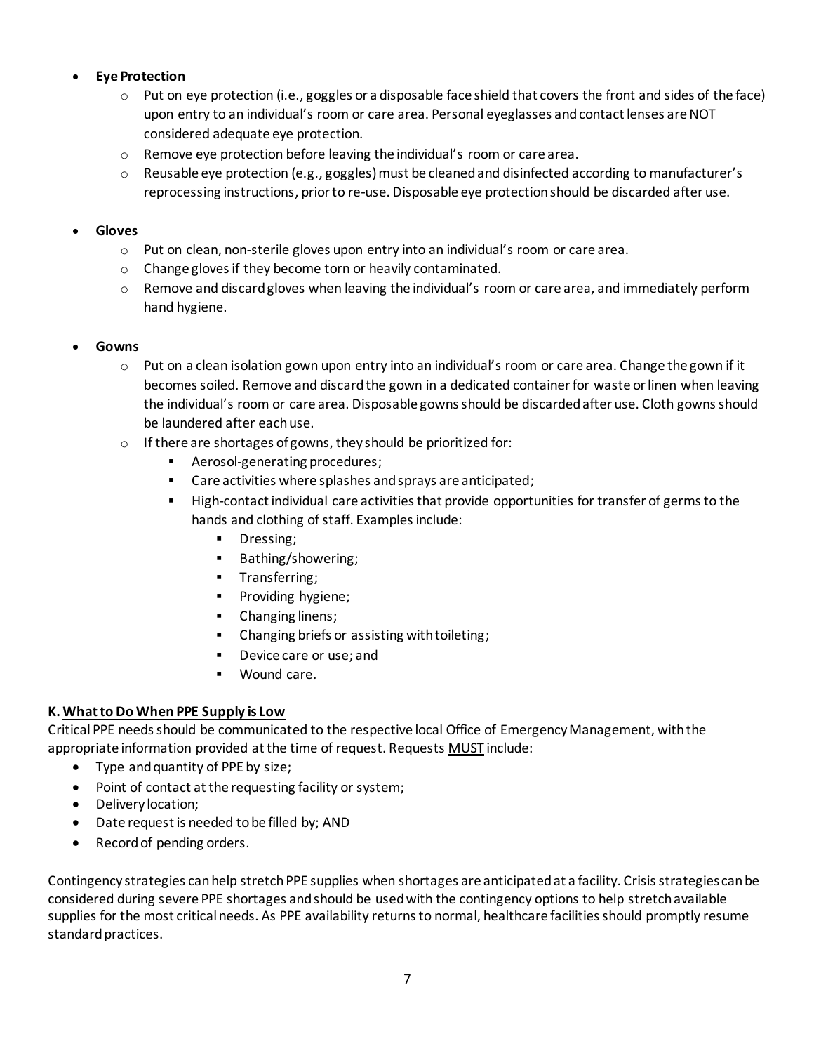- **Eye Protection**
  - Put on eye protection (i.e., goggles or a disposable face shield that covers the front and sides of the face) upon entry to an individual's room or care area. Personal eyeglasses and contact lenses are NOT considered adequate eye protection.
  - Remove eye protection before leaving the individual's room or care area.
  - Reusable eye protection (e.g., goggles) must be cleaned and disinfected according to manufacturer's reprocessing instructions, prior to re-use. Disposable eye protection should be discarded after use.

- **Gloves**
  - Put on clean, non-sterile gloves upon entry into an individual's room or care area.
  - Change gloves if they become torn or heavily contaminated.
  - Remove and discard gloves when leaving the individual's room or care area, and immediately perform hand hygiene.

- **Gowns**
  - Put on a clean isolation gown upon entry into an individual's room or care area. Change the gown if it becomes soiled. Remove and discard the gown in a dedicated container for waste or linen when leaving the individual's room or care area. Disposable gowns should be discarded after use. Cloth gowns should be laundered after each use.
  - If there are shortages of gowns, they should be prioritized for:
    - Aerosol-generating procedures;
    - Care activities where splashes and sprays are anticipated;
    - High-contact individual care activities that provide opportunities for transfer of germs to the hands and clothing of staff. Examples include:
      - Dressing;
      - Bathing/showering;
      - Transferring;
      - Providing hygiene;
      - Changing linens;
      - Changing briefs or assisting with toileting;
      - Device care or use; and
      - Wound care.

### K. What to Do When PPE Supply is Low

Critical PPE needs should be communicated to the respective local Office of Emergency Management, with the appropriate information provided at the time of request. Requests MUST include:

- Type and quantity of PPE by size;
- Point of contact at the requesting facility or system;
- Delivery location;
- Date request is needed to be filled by; AND
- Record of pending orders.

Contingency strategies can help stretch PPE supplies when shortages are anticipated at a facility. Crisis strategies can be considered during severe PPE shortages and should be used with the contingency options to help stretch available supplies for the most critical needs. As PPE availability returns to normal, healthcare facilities should promptly resume standard practices.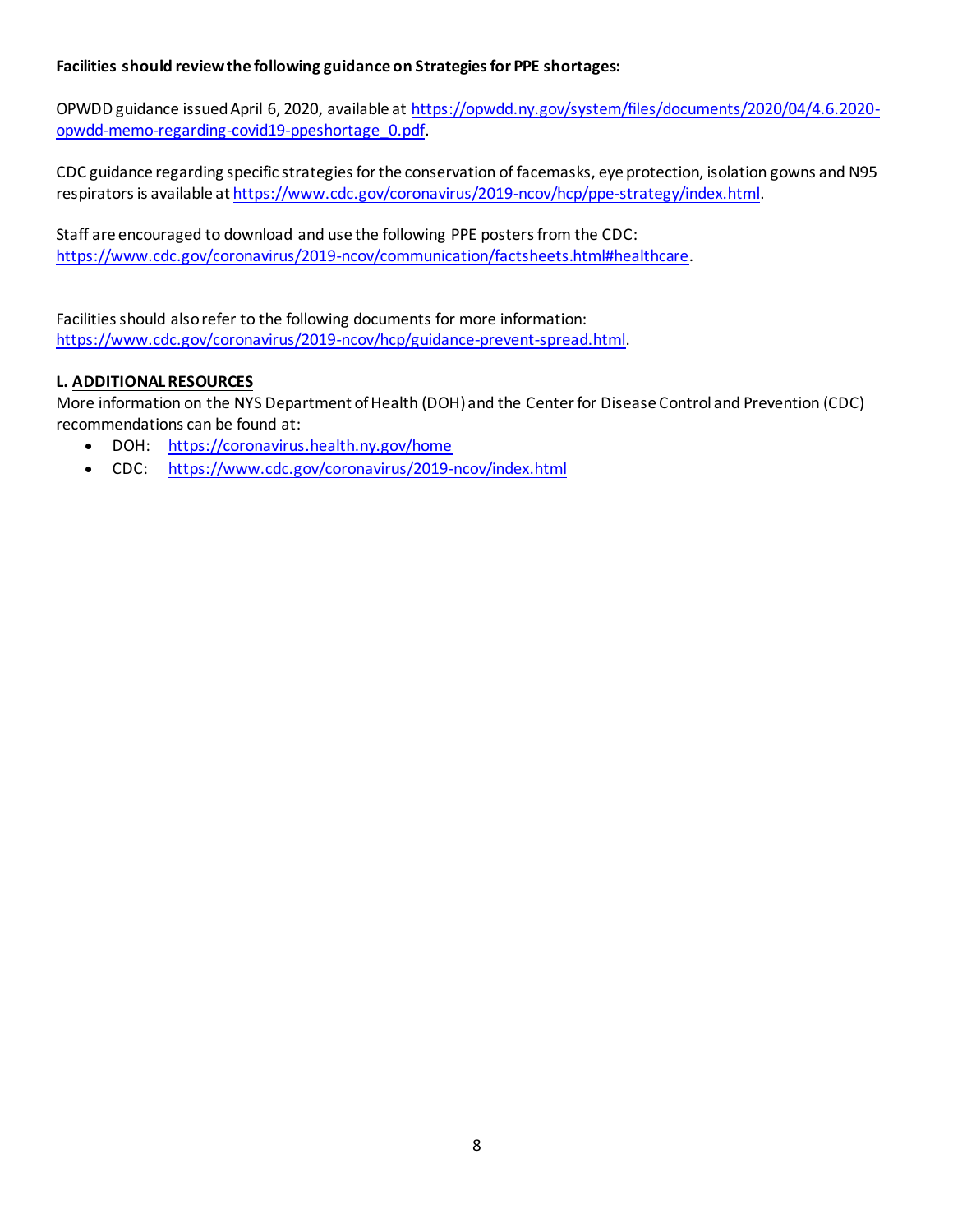**Facilities should review the following guidance on Strategies for PPE shortages:**

OPWDD guidance issued April 6, 2020, available at https://opwdd.ny.gov/system/files/documents/2020/04/4.6.2020-opwdd-memo-regarding-covid19-ppeshortage_0.pdf.

CDC guidance regarding specific strategies for the conservation of facemasks, eye protection, isolation gowns and N95 respirators is available at https://www.cdc.gov/coronavirus/2019-ncov/hcp/ppe-strategy/index.html.

Staff are encouraged to download and use the following PPE posters from the CDC: https://www.cdc.gov/coronavirus/2019-ncov/communication/factsheets.html#healthcare.

Facilities should also refer to the following documents for more information: https://www.cdc.gov/coronavirus/2019-ncov/hcp/guidance-prevent-spread.html.

## L. ADDITIONAL RESOURCES

More information on the NYS Department of Health (DOH) and the Center for Disease Control and Prevention (CDC) recommendations can be found at:

- DOH: https://coronavirus.health.ny.gov/home
- CDC: https://www.cdc.gov/coronavirus/2019-ncov/index.html